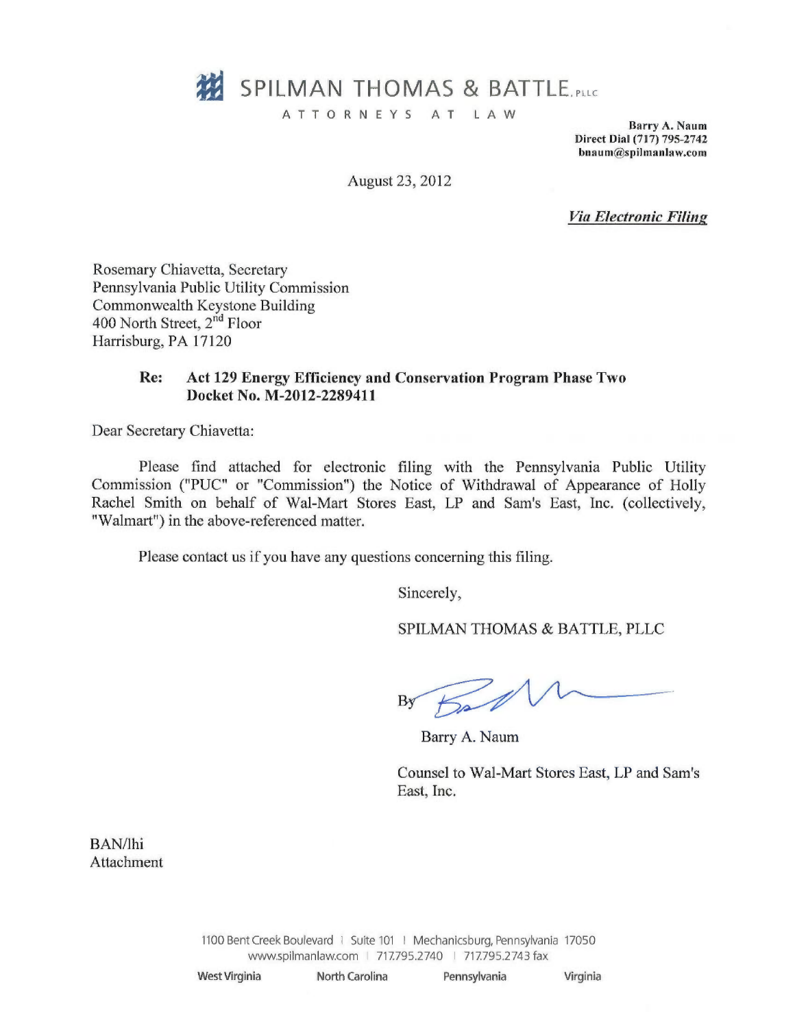# SPILMAN THOMAS & BATTLE, PLLC

ATTORNEYS AT LAW

**Barry A. Naum**
**Direct Dial (717) 795-2742**
**bnaum@spilmanlaw.com**

August 23, 2012

***Via Electronic Filing***

Rosemary Chiavetta, Secretary
Pennsylvania Public Utility Commission
Commonwealth Keystone Building
400 North Street, 2nd Floor
Harrisburg, PA 17120

**Re: Act 129 Energy Efficiency and Conservation Program Phase Two**
**Docket No. M-2012-2289411**

Dear Secretary Chiavetta:

Please find attached for electronic filing with the Pennsylvania Public Utility Commission ("PUC" or "Commission") the Notice of Withdrawal of Appearance of Holly Rachel Smith on behalf of Wal-Mart Stores East, LP and Sam's East, Inc. (collectively, "Walmart") in the above-referenced matter.

Please contact us if you have any questions concerning this filing.

Sincerely,

SPILMAN THOMAS & BATTLE, PLLC

By

Barry A. Naum

Counsel to Wal-Mart Stores East, LP and Sam's East, Inc.

BAN/lhi
Attachment

1100 Bent Creek Boulevard | Suite 101 | Mechanicsburg, Pennsylvania 17050
www.spilmanlaw.com | 717.795.2740 | 717.795.2743 fax

West Virginia North Carolina Pennsylvania Virginia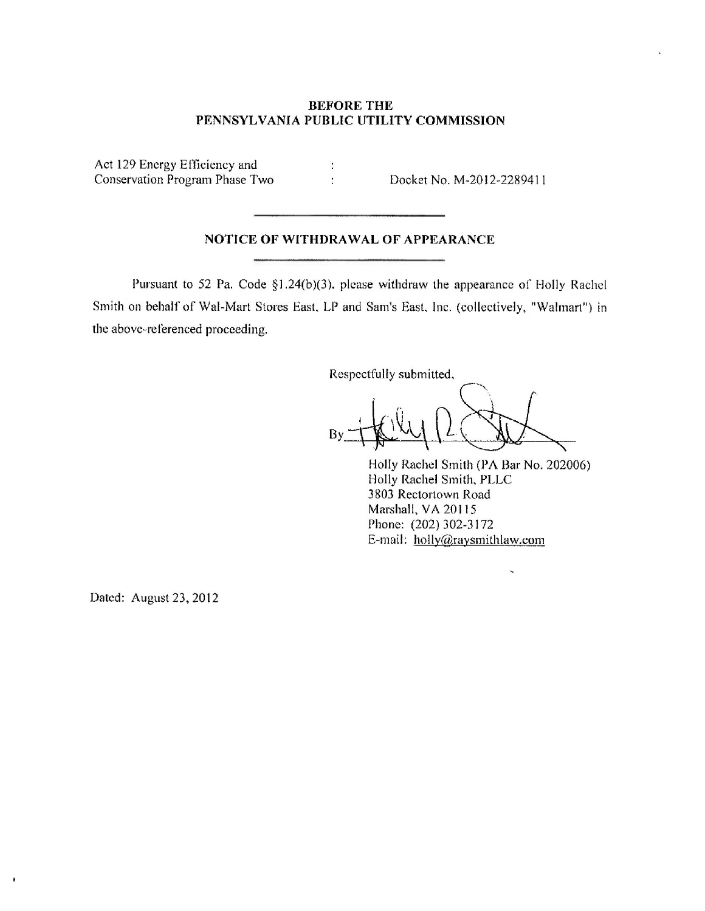**BEFORE THE**
**PENNSYLVANIA PUBLIC UTILITY COMMISSION**

| | | |
|---|---|---|
| Act 129 Energy Efficiency and | : | |
| Conservation Program Phase Two | : | Docket No. M-2012-2289411 |

**NOTICE OF WITHDRAWAL OF APPEARANCE**

Pursuant to 52 Pa. Code §1.24(b)(3), please withdraw the appearance of Holly Rachel Smith on behalf of Wal-Mart Stores East, LP and Sam's East, Inc. (collectively, "Walmart") in the above-referenced proceeding.

Respectfully submitted,

By ____________________

Holly Rachel Smith (PA Bar No. 202006)
Holly Rachel Smith, PLLC
3803 Rectortown Road
Marshall, VA 20115
Phone: (202) 302-3172
E-mail: holly@raysmithlaw.com

Dated: August 23, 2012